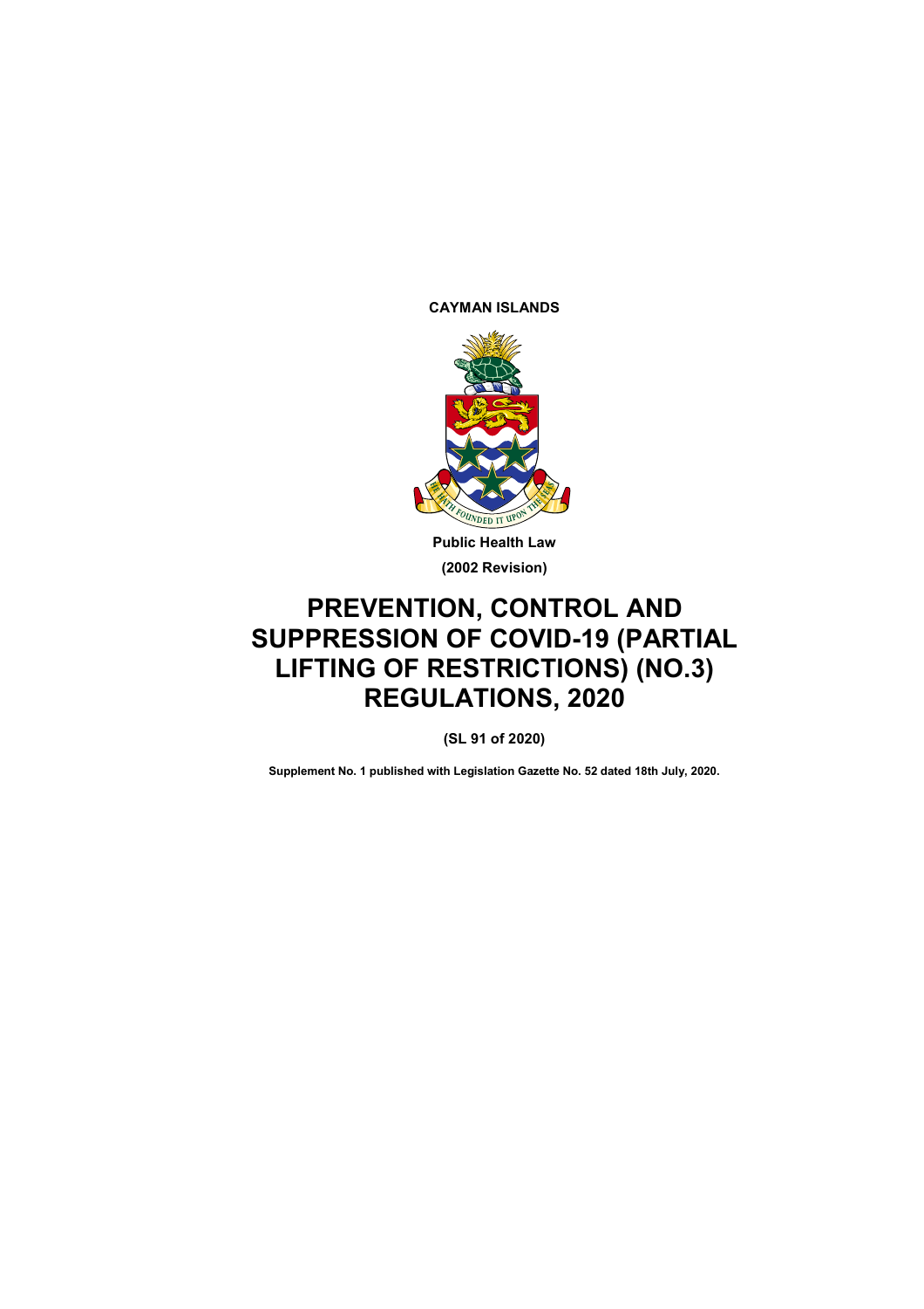**CAYMAN ISLANDS**

**Public Health Law**

**(2002 Revision)**

# PREVENTION, CONTROL AND SUPPRESSION OF COVID-19 (PARTIAL LIFTING OF RESTRICTIONS) (NO.3) REGULATIONS, 2020

**(SL 91 of 2020)**

**Supplement No. 1 published with Legislation Gazette No. 52 dated 18th July, 2020.**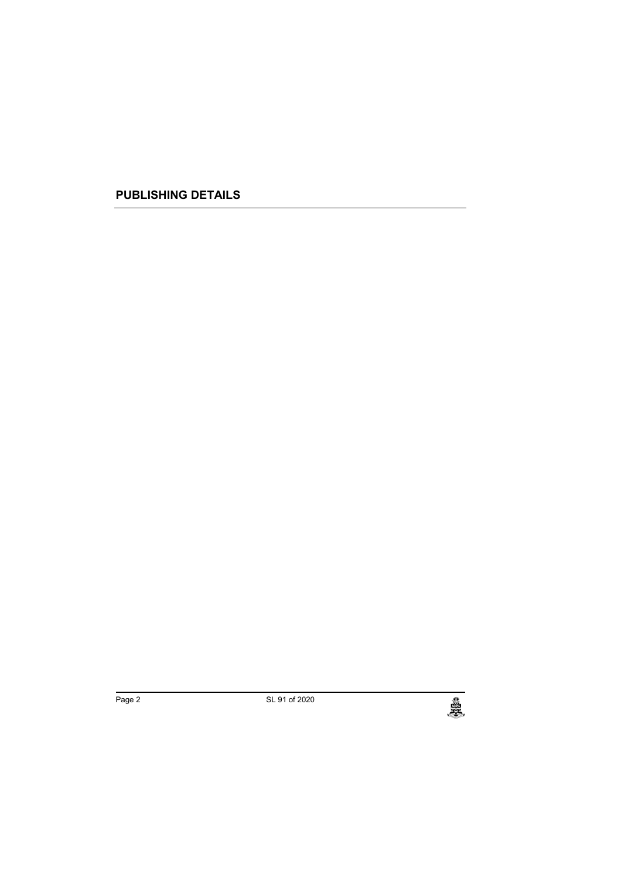## PUBLISHING DETAILS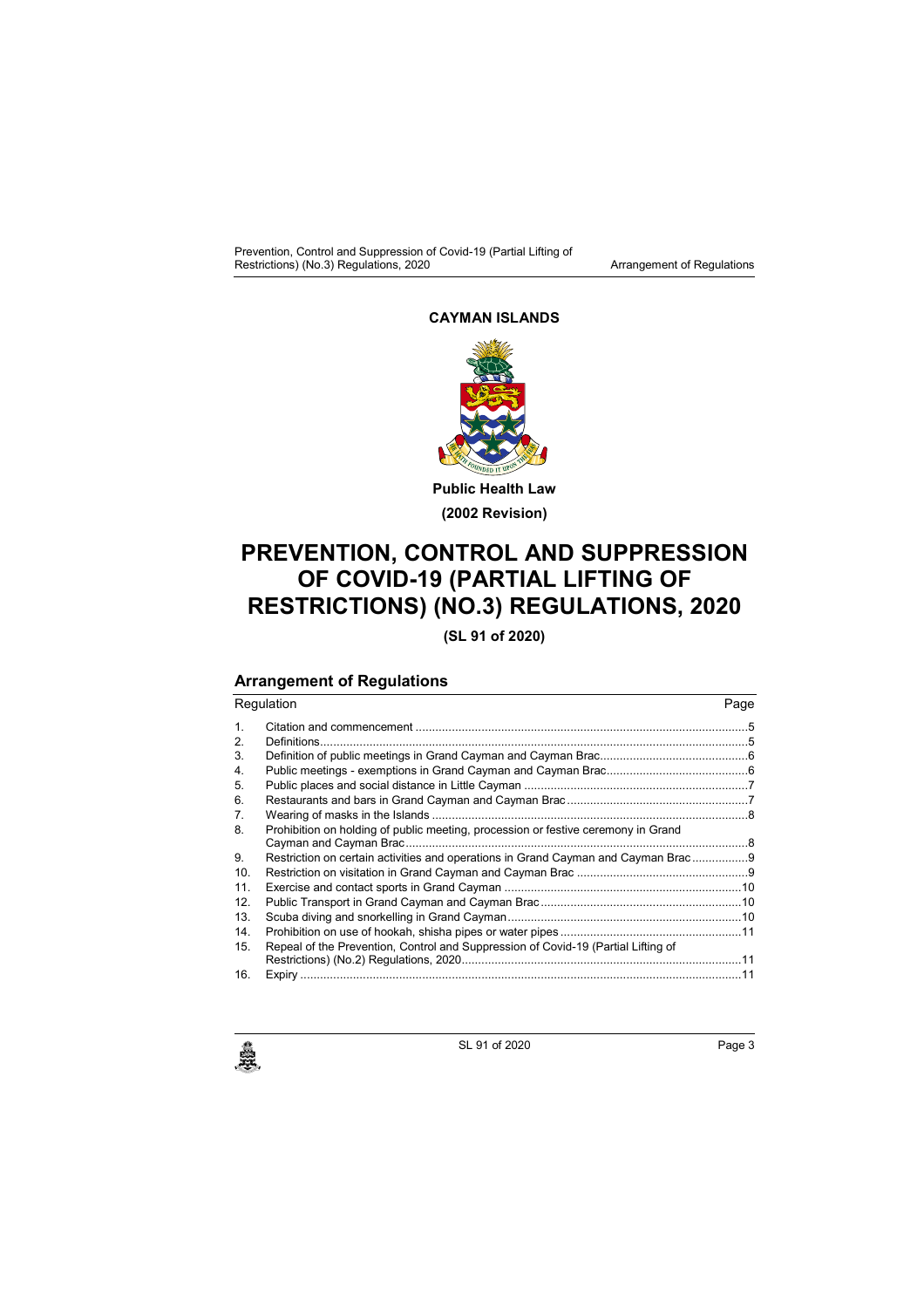**CAYMAN ISLANDS**

**Public Health Law**

**(2002 Revision)**

# PREVENTION, CONTROL AND SUPPRESSION OF COVID-19 (PARTIAL LIFTING OF RESTRICTIONS) (NO.3) REGULATIONS, 2020

**(SL 91 of 2020)**

## Arrangement of Regulations

| Regulation | | Page |
|---|---|---|
| 1. | Citation and commencement | 5 |
| 2. | Definitions | 5 |
| 3. | Definition of public meetings in Grand Cayman and Cayman Brac | 6 |
| 4. | Public meetings - exemptions in Grand Cayman and Cayman Brac | 6 |
| 5. | Public places and social distance in Little Cayman | 7 |
| 6. | Restaurants and bars in Grand Cayman and Cayman Brac | 7 |
| 7. | Wearing of masks in the Islands | 8 |
| 8. | Prohibition on holding of public meeting, procession or festive ceremony in Grand Cayman and Cayman Brac | 8 |
| 9. | Restriction on certain activities and operations in Grand Cayman and Cayman Brac | 9 |
| 10. | Restriction on visitation in Grand Cayman and Cayman Brac | 9 |
| 11. | Exercise and contact sports in Grand Cayman | 10 |
| 12. | Public Transport in Grand Cayman and Cayman Brac | 10 |
| 13. | Scuba diving and snorkelling in Grand Cayman | 10 |
| 14. | Prohibition on use of hookah, shisha pipes or water pipes | 11 |
| 15. | Repeal of the Prevention, Control and Suppression of Covid-19 (Partial Lifting of Restrictions) (No.2) Regulations, 2020 | 11 |
| 16. | Expiry | 11 |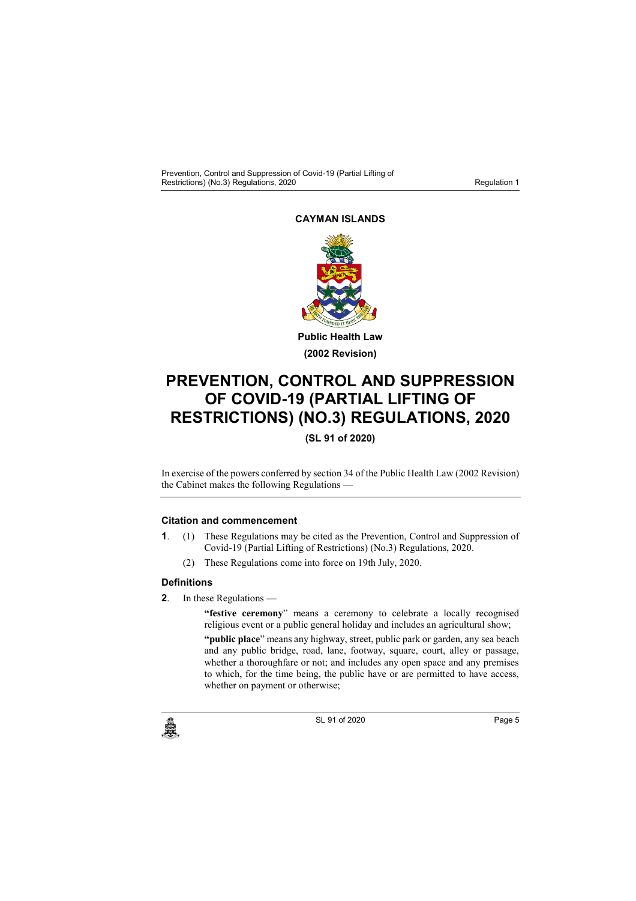**CAYMAN ISLANDS**

**Public Health Law**

**(2002 Revision)**

# PREVENTION, CONTROL AND SUPPRESSION OF COVID-19 (PARTIAL LIFTING OF RESTRICTIONS) (NO.3) REGULATIONS, 2020

**(SL 91 of 2020)**

In exercise of the powers conferred by section 34 of the Public Health Law (2002 Revision) the Cabinet makes the following Regulations —

### Citation and commencement

**1**. (1) These Regulations may be cited as the Prevention, Control and Suppression of Covid-19 (Partial Lifting of Restrictions) (No.3) Regulations, 2020.

(2) These Regulations come into force on 19th July, 2020.

### Definitions

**2**. In these Regulations —

"**festive ceremony**" means a ceremony to celebrate a locally recognised religious event or a public general holiday and includes an agricultural show;

"**public place**" means any highway, street, public park or garden, any sea beach and any public bridge, road, lane, footway, square, court, alley or passage, whether a thoroughfare or not; and includes any open space and any premises to which, for the time being, the public have or are permitted to have access, whether on payment or otherwise;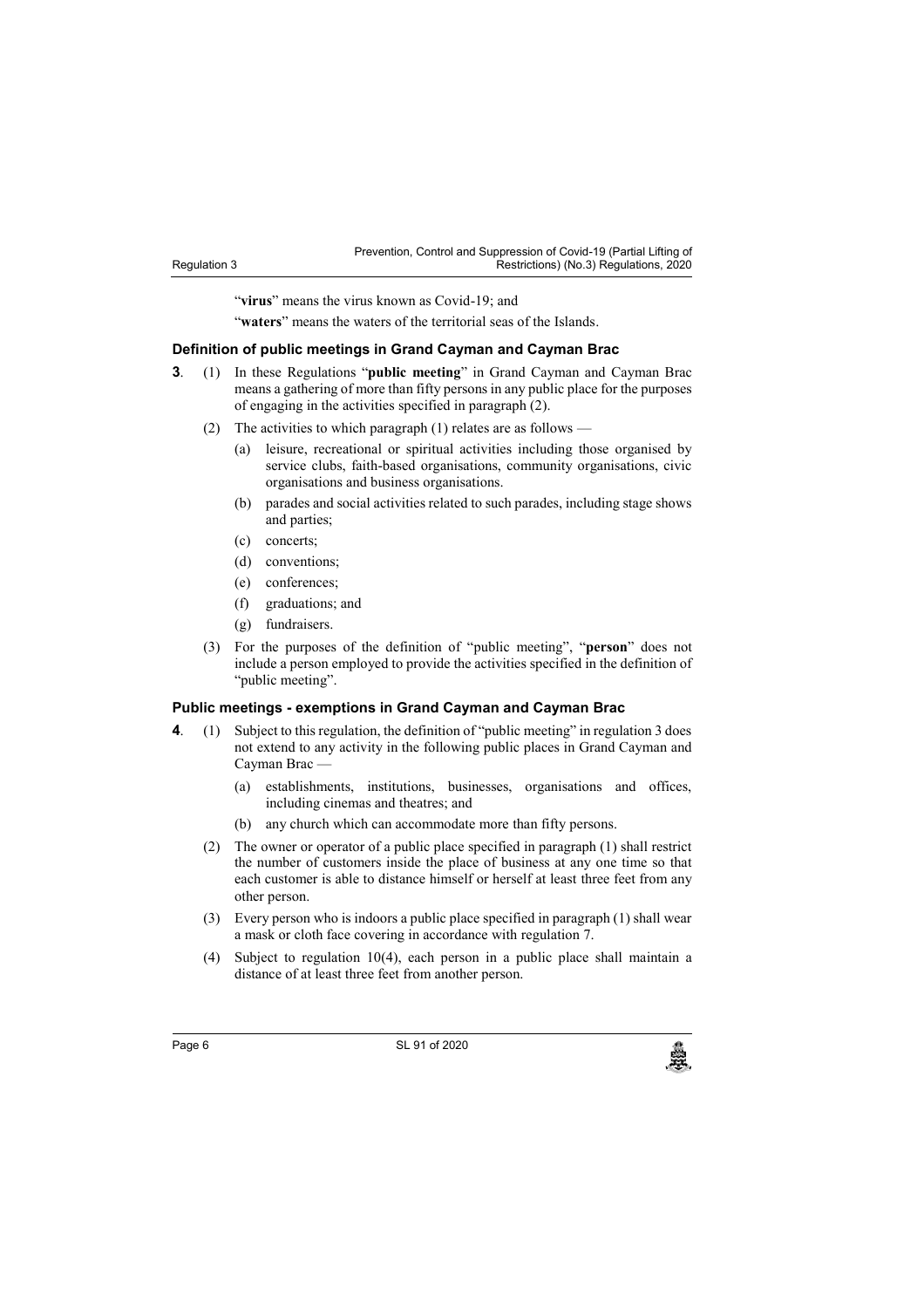"**virus**" means the virus known as Covid-19; and

"**waters**" means the waters of the territorial seas of the Islands.

### Definition of public meetings in Grand Cayman and Cayman Brac

**3**. (1) In these Regulations "**public meeting**" in Grand Cayman and Cayman Brac means a gathering of more than fifty persons in any public place for the purposes of engaging in the activities specified in paragraph (2).

(2) The activities to which paragraph (1) relates are as follows —

- (a) leisure, recreational or spiritual activities including those organised by service clubs, faith-based organisations, community organisations, civic organisations and business organisations.
- (b) parades and social activities related to such parades, including stage shows and parties;
- (c) concerts;
- (d) conventions;
- (e) conferences;
- (f) graduations; and
- (g) fundraisers.

(3) For the purposes of the definition of "public meeting", "**person**" does not include a person employed to provide the activities specified in the definition of "public meeting".

### Public meetings - exemptions in Grand Cayman and Cayman Brac

**4**. (1) Subject to this regulation, the definition of "public meeting" in regulation 3 does not extend to any activity in the following public places in Grand Cayman and Cayman Brac —

- (a) establishments, institutions, businesses, organisations and offices, including cinemas and theatres; and
- (b) any church which can accommodate more than fifty persons.

(2) The owner or operator of a public place specified in paragraph (1) shall restrict the number of customers inside the place of business at any one time so that each customer is able to distance himself or herself at least three feet from any other person.

(3) Every person who is indoors a public place specified in paragraph (1) shall wear a mask or cloth face covering in accordance with regulation 7.

(4) Subject to regulation 10(4), each person in a public place shall maintain a distance of at least three feet from another person.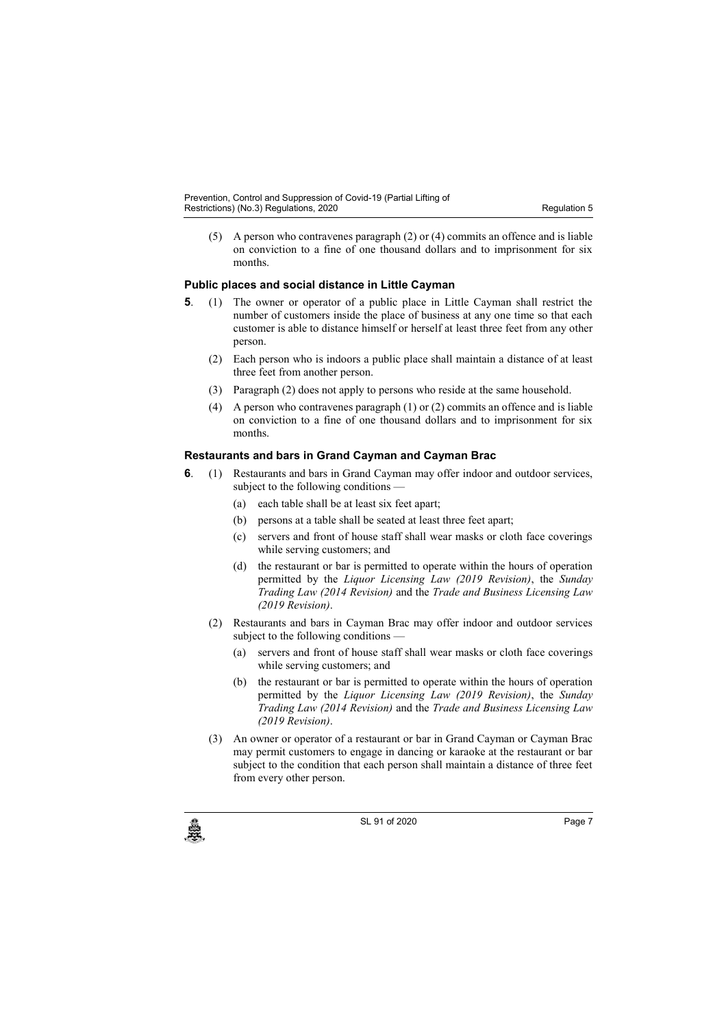(5) A person who contravenes paragraph (2) or (4) commits an offence and is liable on conviction to a fine of one thousand dollars and to imprisonment for six months.

### Public places and social distance in Little Cayman

**5**. (1) The owner or operator of a public place in Little Cayman shall restrict the number of customers inside the place of business at any one time so that each customer is able to distance himself or herself at least three feet from any other person.

(2) Each person who is indoors a public place shall maintain a distance of at least three feet from another person.

(3) Paragraph (2) does not apply to persons who reside at the same household.

(4) A person who contravenes paragraph (1) or (2) commits an offence and is liable on conviction to a fine of one thousand dollars and to imprisonment for six months.

### Restaurants and bars in Grand Cayman and Cayman Brac

**6**. (1) Restaurants and bars in Grand Cayman may offer indoor and outdoor services, subject to the following conditions —

(a) each table shall be at least six feet apart;

(b) persons at a table shall be seated at least three feet apart;

(c) servers and front of house staff shall wear masks or cloth face coverings while serving customers; and

(d) the restaurant or bar is permitted to operate within the hours of operation permitted by the *Liquor Licensing Law (2019 Revision)*, the *Sunday Trading Law (2014 Revision)* and the *Trade and Business Licensing Law (2019 Revision)*.

(2) Restaurants and bars in Cayman Brac may offer indoor and outdoor services subject to the following conditions —

(a) servers and front of house staff shall wear masks or cloth face coverings while serving customers; and

(b) the restaurant or bar is permitted to operate within the hours of operation permitted by the *Liquor Licensing Law (2019 Revision)*, the *Sunday Trading Law (2014 Revision)* and the *Trade and Business Licensing Law (2019 Revision)*.

(3) An owner or operator of a restaurant or bar in Grand Cayman or Cayman Brac may permit customers to engage in dancing or karaoke at the restaurant or bar subject to the condition that each person shall maintain a distance of three feet from every other person.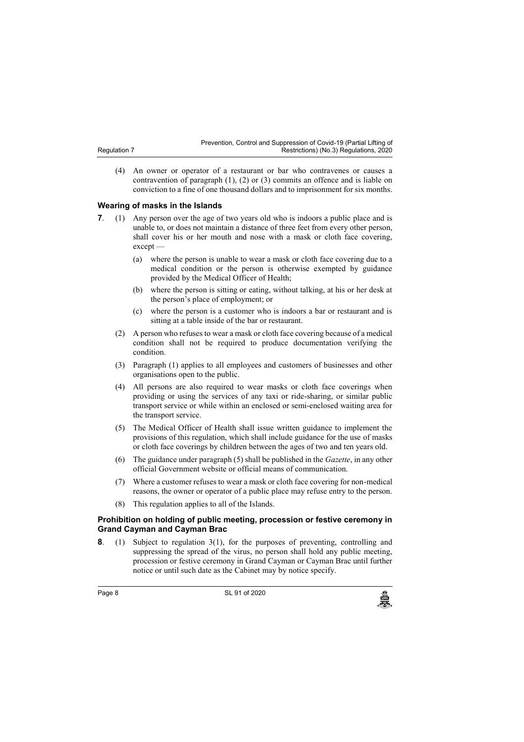(4) An owner or operator of a restaurant or bar who contravenes or causes a contravention of paragraph (1), (2) or (3) commits an offence and is liable on conviction to a fine of one thousand dollars and to imprisonment for six months.

### Wearing of masks in the Islands

**7**. (1) Any person over the age of two years old who is indoors a public place and is unable to, or does not maintain a distance of three feet from every other person, shall cover his or her mouth and nose with a mask or cloth face covering, except —

(a) where the person is unable to wear a mask or cloth face covering due to a medical condition or the person is otherwise exempted by guidance provided by the Medical Officer of Health;

(b) where the person is sitting or eating, without talking, at his or her desk at the person's place of employment; or

(c) where the person is a customer who is indoors a bar or restaurant and is sitting at a table inside of the bar or restaurant.

(2) A person who refuses to wear a mask or cloth face covering because of a medical condition shall not be required to produce documentation verifying the condition.

(3) Paragraph (1) applies to all employees and customers of businesses and other organisations open to the public.

(4) All persons are also required to wear masks or cloth face coverings when providing or using the services of any taxi or ride-sharing, or similar public transport service or while within an enclosed or semi-enclosed waiting area for the transport service.

(5) The Medical Officer of Health shall issue written guidance to implement the provisions of this regulation, which shall include guidance for the use of masks or cloth face coverings by children between the ages of two and ten years old.

(6) The guidance under paragraph (5) shall be published in the *Gazette*, in any other official Government website or official means of communication.

(7) Where a customer refuses to wear a mask or cloth face covering for non-medical reasons, the owner or operator of a public place may refuse entry to the person.

(8) This regulation applies to all of the Islands.

### Prohibition on holding of public meeting, procession or festive ceremony in Grand Cayman and Cayman Brac

**8**. (1) Subject to regulation 3(1), for the purposes of preventing, controlling and suppressing the spread of the virus, no person shall hold any public meeting, procession or festive ceremony in Grand Cayman or Cayman Brac until further notice or until such date as the Cabinet may by notice specify.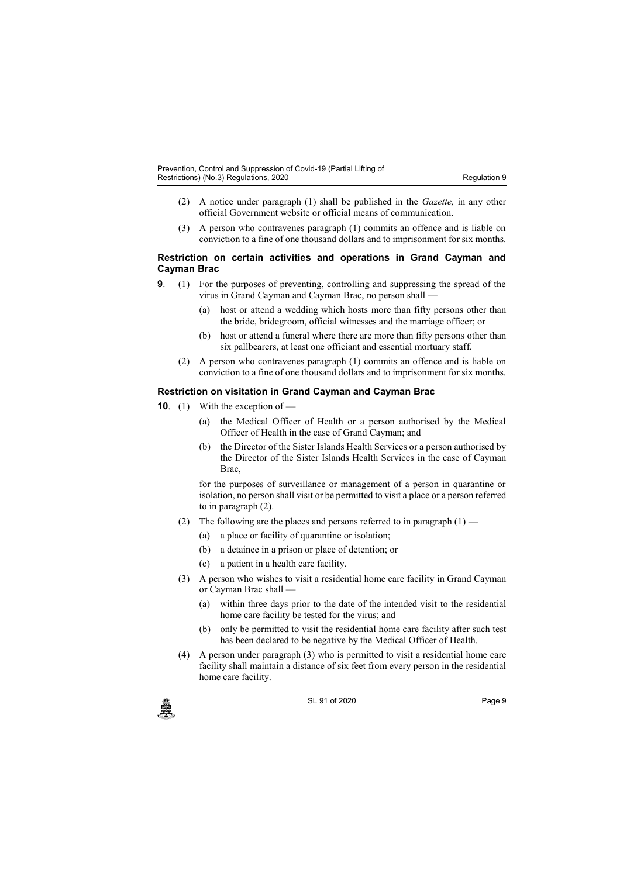(2) A notice under paragraph (1) shall be published in the *Gazette,* in any other official Government website or official means of communication.

(3) A person who contravenes paragraph (1) commits an offence and is liable on conviction to a fine of one thousand dollars and to imprisonment for six months.

### Restriction on certain activities and operations in Grand Cayman and Cayman Brac

**9**. (1) For the purposes of preventing, controlling and suppressing the spread of the virus in Grand Cayman and Cayman Brac, no person shall —

(a) host or attend a wedding which hosts more than fifty persons other than the bride, bridegroom, official witnesses and the marriage officer; or

(b) host or attend a funeral where there are more than fifty persons other than six pallbearers, at least one officiant and essential mortuary staff.

(2) A person who contravenes paragraph (1) commits an offence and is liable on conviction to a fine of one thousand dollars and to imprisonment for six months.

### Restriction on visitation in Grand Cayman and Cayman Brac

**10**. (1) With the exception of —

(a) the Medical Officer of Health or a person authorised by the Medical Officer of Health in the case of Grand Cayman; and

(b) the Director of the Sister Islands Health Services or a person authorised by the Director of the Sister Islands Health Services in the case of Cayman Brac,

for the purposes of surveillance or management of a person in quarantine or isolation, no person shall visit or be permitted to visit a place or a person referred to in paragraph (2).

(2) The following are the places and persons referred to in paragraph (1) —

(a) a place or facility of quarantine or isolation;

(b) a detainee in a prison or place of detention; or

(c) a patient in a health care facility.

(3) A person who wishes to visit a residential home care facility in Grand Cayman or Cayman Brac shall —

(a) within three days prior to the date of the intended visit to the residential home care facility be tested for the virus; and

(b) only be permitted to visit the residential home care facility after such test has been declared to be negative by the Medical Officer of Health.

(4) A person under paragraph (3) who is permitted to visit a residential home care facility shall maintain a distance of six feet from every person in the residential home care facility.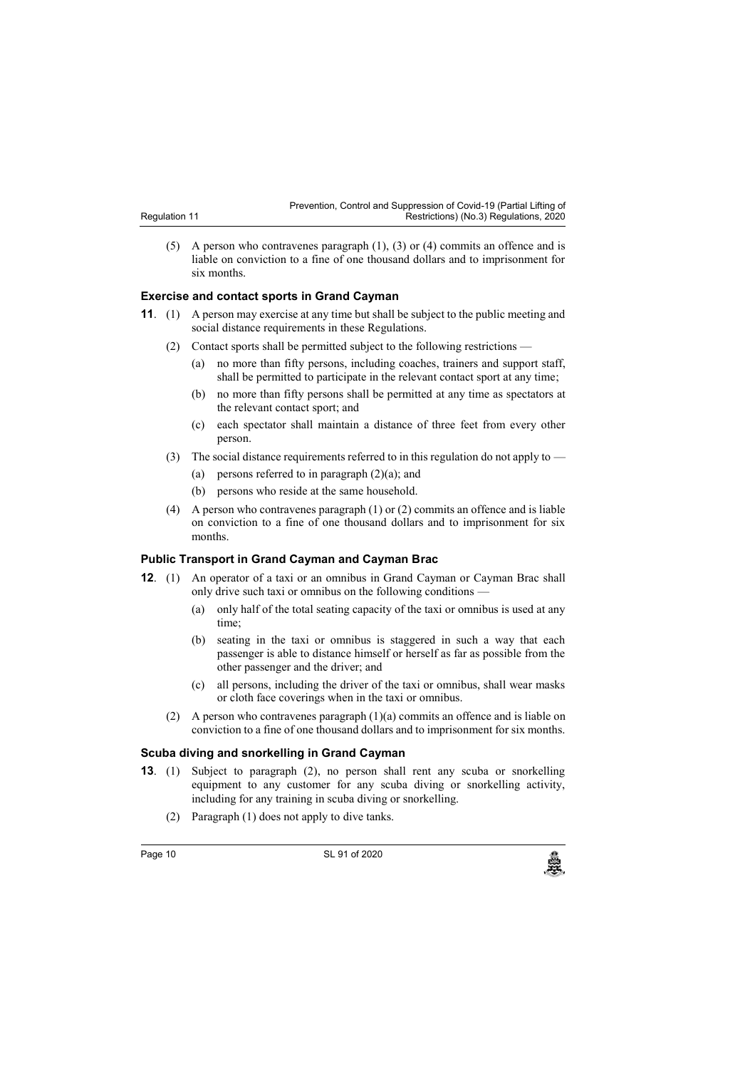(5) A person who contravenes paragraph (1), (3) or (4) commits an offence and is liable on conviction to a fine of one thousand dollars and to imprisonment for six months.

### Exercise and contact sports in Grand Cayman

**11**. (1) A person may exercise at any time but shall be subject to the public meeting and social distance requirements in these Regulations.

(2) Contact sports shall be permitted subject to the following restrictions —

(a) no more than fifty persons, including coaches, trainers and support staff, shall be permitted to participate in the relevant contact sport at any time;

(b) no more than fifty persons shall be permitted at any time as spectators at the relevant contact sport; and

(c) each spectator shall maintain a distance of three feet from every other person.

(3) The social distance requirements referred to in this regulation do not apply to —

(a) persons referred to in paragraph (2)(a); and

(b) persons who reside at the same household.

(4) A person who contravenes paragraph (1) or (2) commits an offence and is liable on conviction to a fine of one thousand dollars and to imprisonment for six months.

### Public Transport in Grand Cayman and Cayman Brac

**12**. (1) An operator of a taxi or an omnibus in Grand Cayman or Cayman Brac shall only drive such taxi or omnibus on the following conditions —

(a) only half of the total seating capacity of the taxi or omnibus is used at any time;

(b) seating in the taxi or omnibus is staggered in such a way that each passenger is able to distance himself or herself as far as possible from the other passenger and the driver; and

(c) all persons, including the driver of the taxi or omnibus, shall wear masks or cloth face coverings when in the taxi or omnibus.

(2) A person who contravenes paragraph (1)(a) commits an offence and is liable on conviction to a fine of one thousand dollars and to imprisonment for six months.

### Scuba diving and snorkelling in Grand Cayman

**13**. (1) Subject to paragraph (2), no person shall rent any scuba or snorkelling equipment to any customer for any scuba diving or snorkelling activity, including for any training in scuba diving or snorkelling.

(2) Paragraph (1) does not apply to dive tanks.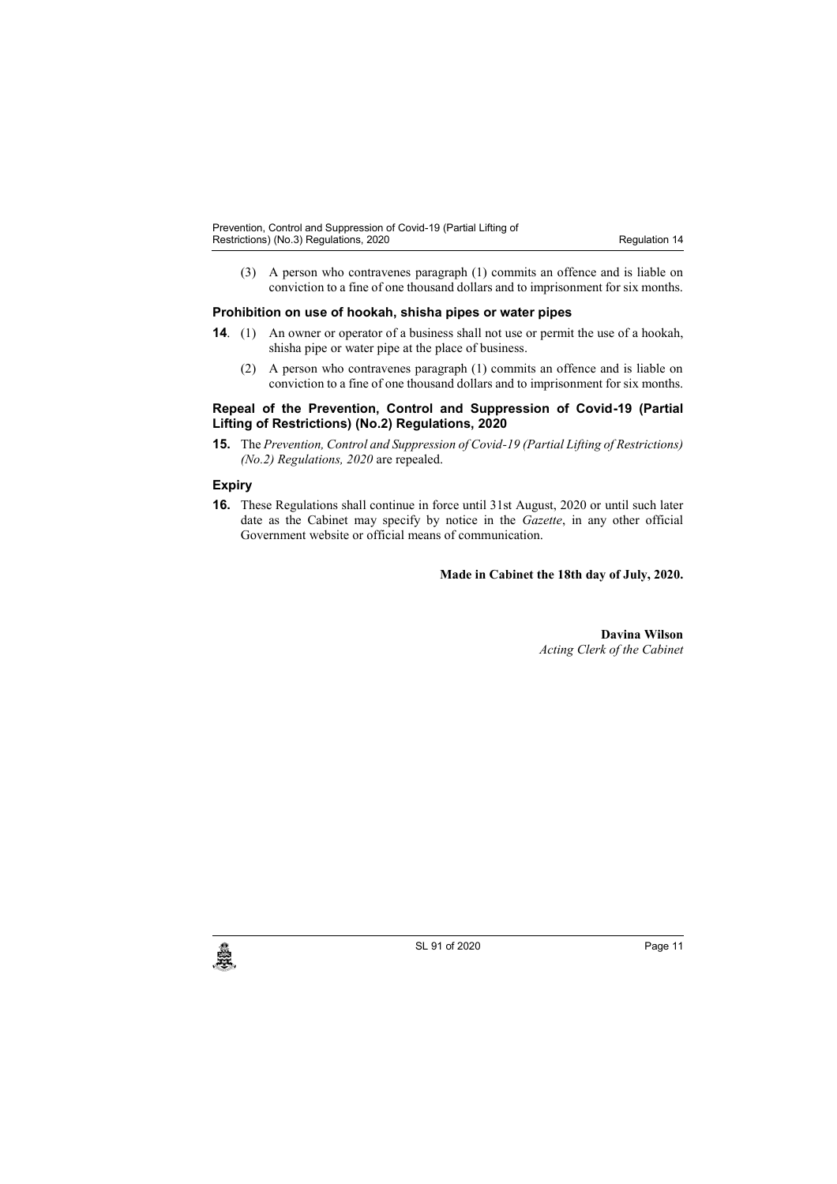(3) A person who contravenes paragraph (1) commits an offence and is liable on conviction to a fine of one thousand dollars and to imprisonment for six months.

### Prohibition on use of hookah, shisha pipes or water pipes

**14**. (1) An owner or operator of a business shall not use or permit the use of a hookah, shisha pipe or water pipe at the place of business.

(2) A person who contravenes paragraph (1) commits an offence and is liable on conviction to a fine of one thousand dollars and to imprisonment for six months.

### Repeal of the Prevention, Control and Suppression of Covid-19 (Partial Lifting of Restrictions) (No.2) Regulations, 2020

**15.** The *Prevention, Control and Suppression of Covid-19 (Partial Lifting of Restrictions) (No.2) Regulations, 2020* are repealed.

### Expiry

**16.** These Regulations shall continue in force until 31st August, 2020 or until such later date as the Cabinet may specify by notice in the *Gazette*, in any other official Government website or official means of communication.

**Made in Cabinet the 18th day of July, 2020.**

**Davina Wilson**
*Acting Clerk of the Cabinet*